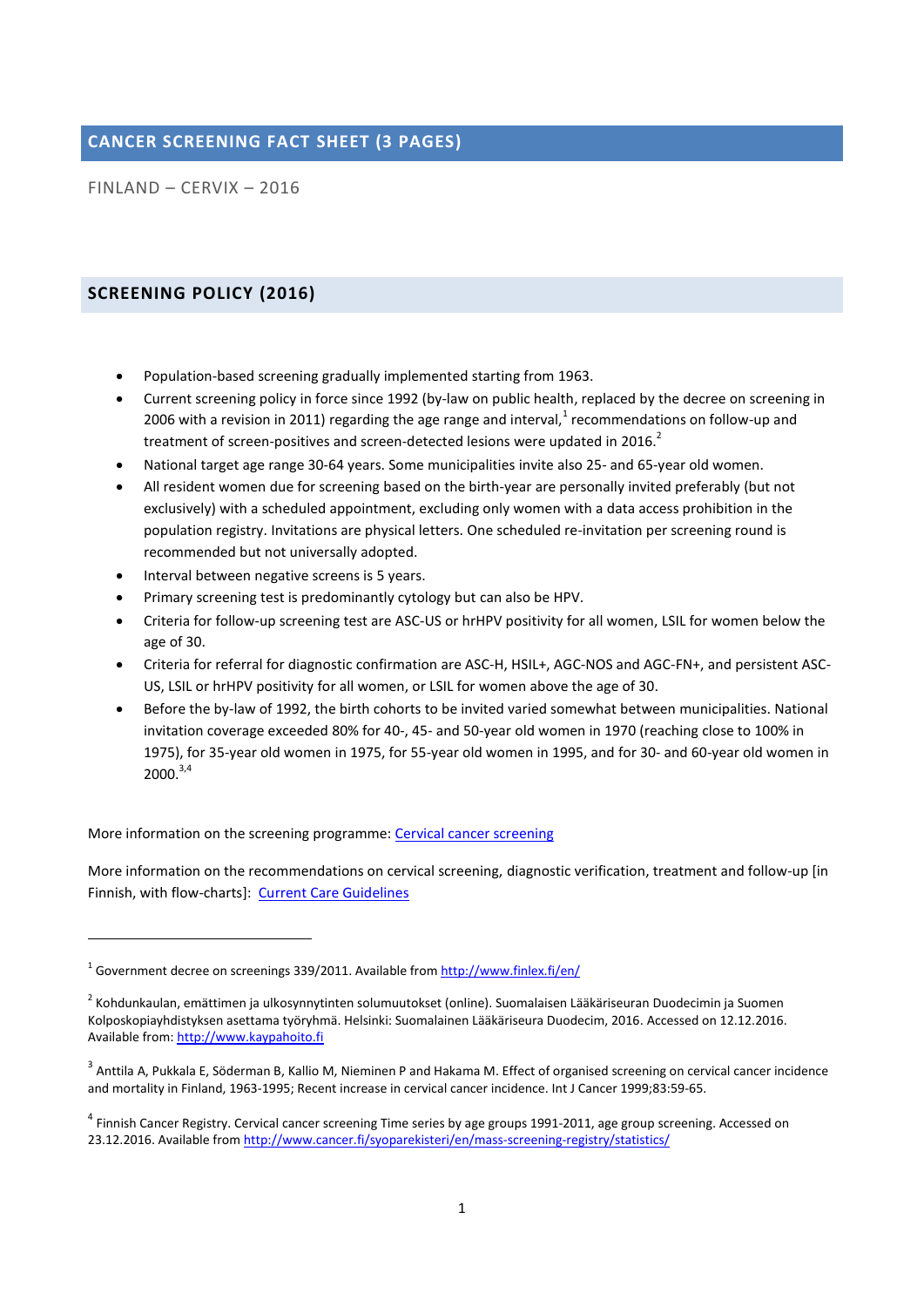## CANCER SCREENING FACT SHEET (3 PAGES)

FINLAND – CERVIX – 2016

### SCREENING POLICY (2016)

- Population-based screening gradually implemented starting from 1963.
- Current screening policy in force since 1992 (by-law on public health, replaced by the decree on screening in 2006 with a revision in 2011) regarding the age range and interval,[1] recommendations on follow-up and treatment of screen-positives and screen-detected lesions were updated in 2016.[2]
- National target age range 30-64 years. Some municipalities invite also 25- and 65-year old women.
- All resident women due for screening based on the birth-year are personally invited preferably (but not exclusively) with a scheduled appointment, excluding only women with a data access prohibition in the population registry. Invitations are physical letters. One scheduled re-invitation per screening round is recommended but not universally adopted.
- Interval between negative screens is 5 years.
- Primary screening test is predominantly cytology but can also be HPV.
- Criteria for follow-up screening test are ASC-US or hrHPV positivity for all women, LSIL for women below the age of 30.
- Criteria for referral for diagnostic confirmation are ASC-H, HSIL+, AGC-NOS and AGC-FN+, and persistent ASC-US, LSIL or hrHPV positivity for all women, or LSIL for women above the age of 30.
- Before the by-law of 1992, the birth cohorts to be invited varied somewhat between municipalities. National invitation coverage exceeded 80% for 40-, 45- and 50-year old women in 1970 (reaching close to 100% in 1975), for 35-year old women in 1975, for 55-year old women in 1995, and for 30- and 60-year old women in 2000.[3,4]

More information on the screening programme: [Cervical cancer screening]

More information on the recommendations on cervical screening, diagnostic verification, treatment and follow-up [in Finnish, with flow-charts]: [Current Care Guidelines]

---

[1] Government decree on screenings 339/2011. Available from http://www.finlex.fi/en/

[2] Kohdunkaulan, emättimen ja ulkosynnytinten solumuutokset (online). Suomalaisen Lääkäriseuran Duodecimin ja Suomen Kolposkopiayhdistyksen asettama työryhmä. Helsinki: Suomalainen Lääkäriseura Duodecim, 2016. Accessed on 12.12.2016. Available from: http://www.kaypahoito.fi

[3] Anttila A, Pukkala E, Söderman B, Kallio M, Nieminen P and Hakama M. Effect of organised screening on cervical cancer incidence and mortality in Finland, 1963-1995; Recent increase in cervical cancer incidence. Int J Cancer 1999;83:59-65.

[4] Finnish Cancer Registry. Cervical cancer screening Time series by age groups 1991-2011, age group screening. Accessed on 23.12.2016. Available from http://www.cancer.fi/syoparekisteri/en/mass-screening-registry/statistics/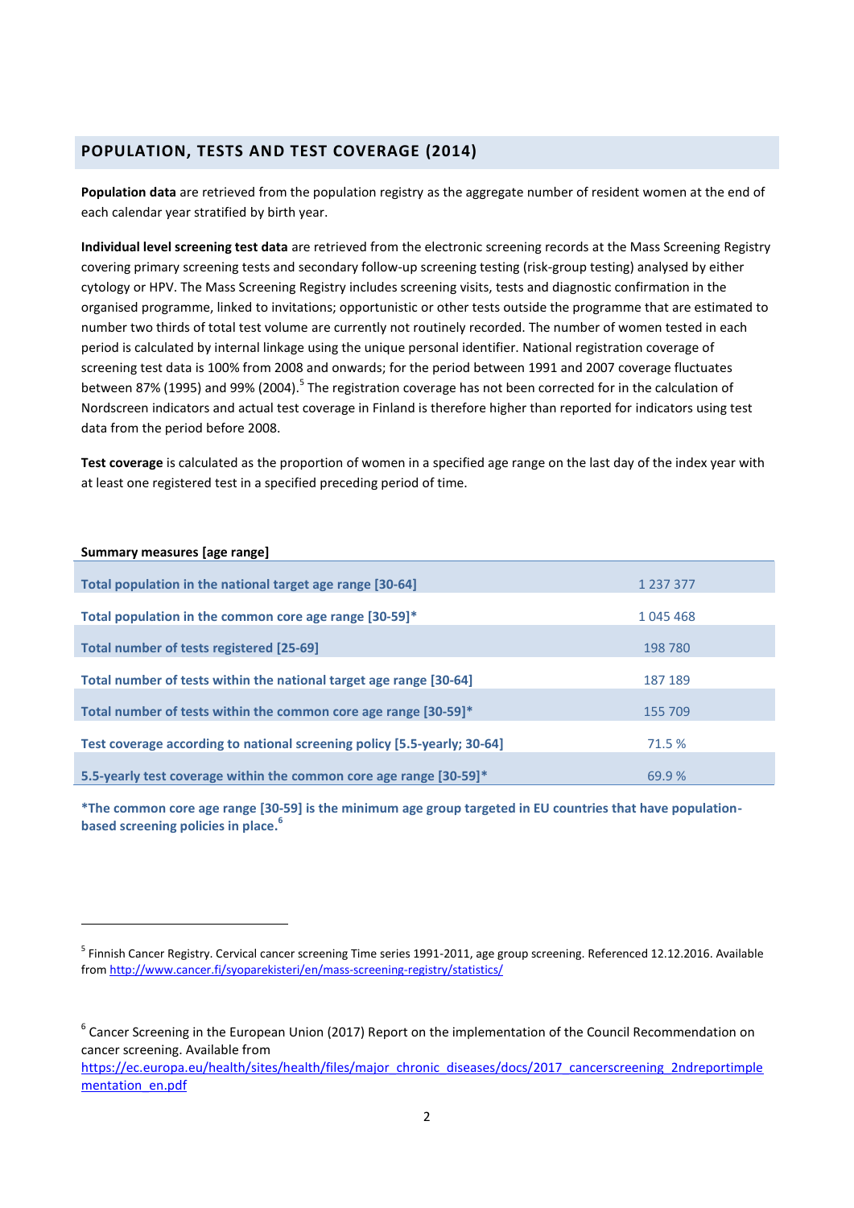## POPULATION, TESTS AND TEST COVERAGE (2014)

**Population data** are retrieved from the population registry as the aggregate number of resident women at the end of each calendar year stratified by birth year.

**Individual level screening test data** are retrieved from the electronic screening records at the Mass Screening Registry covering primary screening tests and secondary follow-up screening testing (risk-group testing) analysed by either cytology or HPV. The Mass Screening Registry includes screening visits, tests and diagnostic confirmation in the organised programme, linked to invitations; opportunistic or other tests outside the programme that are estimated to number two thirds of total test volume are currently not routinely recorded. The number of women tested in each period is calculated by internal linkage using the unique personal identifier. National registration coverage of screening test data is 100% from 2008 and onwards; for the period between 1991 and 2007 coverage fluctuates between 87% (1995) and 99% (2004).[5] The registration coverage has not been corrected for in the calculation of Nordscreen indicators and actual test coverage in Finland is therefore higher than reported for indicators using test data from the period before 2008.

**Test coverage** is calculated as the proportion of women in a specified age range on the last day of the index year with at least one registered test in a specified preceding period of time.

| Summary measures [age range] | |
|---|---|
| Total population in the national target age range [30-64] | 1 237 377 |
| Total population in the common core age range [30-59]* | 1 045 468 |
| Total number of tests registered [25-69] | 198 780 |
| Total number of tests within the national target age range [30-64] | 187 189 |
| Total number of tests within the common core age range [30-59]* | 155 709 |
| Test coverage according to national screening policy [5.5-yearly; 30-64] | 71.5 % |
| 5.5-yearly test coverage within the common core age range [30-59]* | 69.9 % |

**\*The common core age range [30-59] is the minimum age group targeted in EU countries that have population-based screening policies in place.[6]**

---

[5] Finnish Cancer Registry. Cervical cancer screening Time series 1991-2011, age group screening. Referenced 12.12.2016. Available from http://www.cancer.fi/syoparekisteri/en/mass-screening-registry/statistics/

[6] Cancer Screening in the European Union (2017) Report on the implementation of the Council Recommendation on cancer screening. Available from https://ec.europa.eu/health/sites/health/files/major_chronic_diseases/docs/2017_cancerscreening_2ndreportimplementation_en.pdf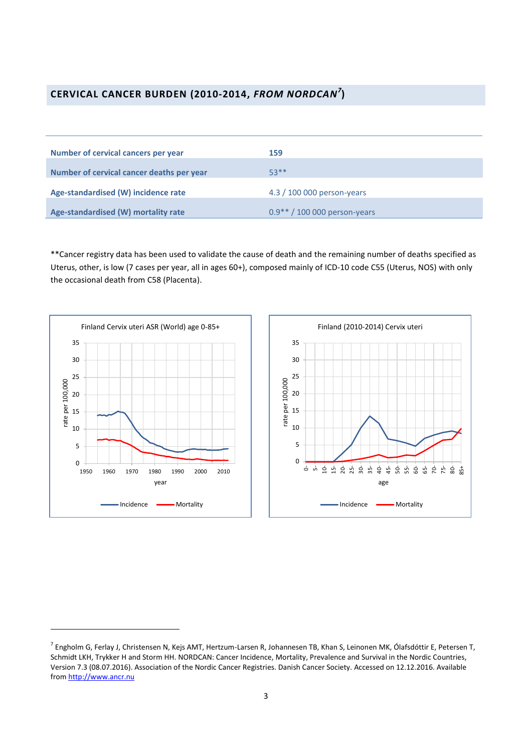## CERVICAL CANCER BURDEN (2010-2014, *FROM NORDCAN*[7])

| | |
|---|---|
| **Number of cervical cancers per year** | **159** |
| **Number of cervical cancer deaths per year** | 53** |
| **Age-standardised (W) incidence rate** | 4.3 / 100 000 person-years |
| **Age-standardised (W) mortality rate** | 0.9** / 100 000 person-years |

**Cancer registry data has been used to validate the cause of death and the remaining number of deaths specified as Uterus, other, is low (7 cases per year, all in ages 60+), composed mainly of ICD-10 code C55 (Uterus, NOS) with only the occasional death from C58 (Placenta).

Finland Cervix uteri ASR (World) age 0-85+

rate per 100,000

35
30
25
20
15
10
5
0

1950 1960 1970 1980 1990 2000 2010

year

Incidence
Mortality

Finland (2010-2014) Cervix uteri

rate per 100,000

35
30
25
20
15
10
5
0

0- 5- 10- 15- 20- 25- 30- 35- 40- 45- 50- 55- 60- 65- 70- 75- 80- 85+

age

Incidence
Mortality

---

[7] Engholm G, Ferlay J, Christensen N, Kejs AMT, Hertzum-Larsen R, Johannesen TB, Khan S, Leinonen MK, Ólafsdóttir E, Petersen T, Schmidt LKH, Trykker H and Storm HH. NORDCAN: Cancer Incidence, Mortality, Prevalence and Survival in the Nordic Countries, Version 7.3 (08.07.2016). Association of the Nordic Cancer Registries. Danish Cancer Society. Accessed on 12.12.2016. Available from http://www.ancr.nu